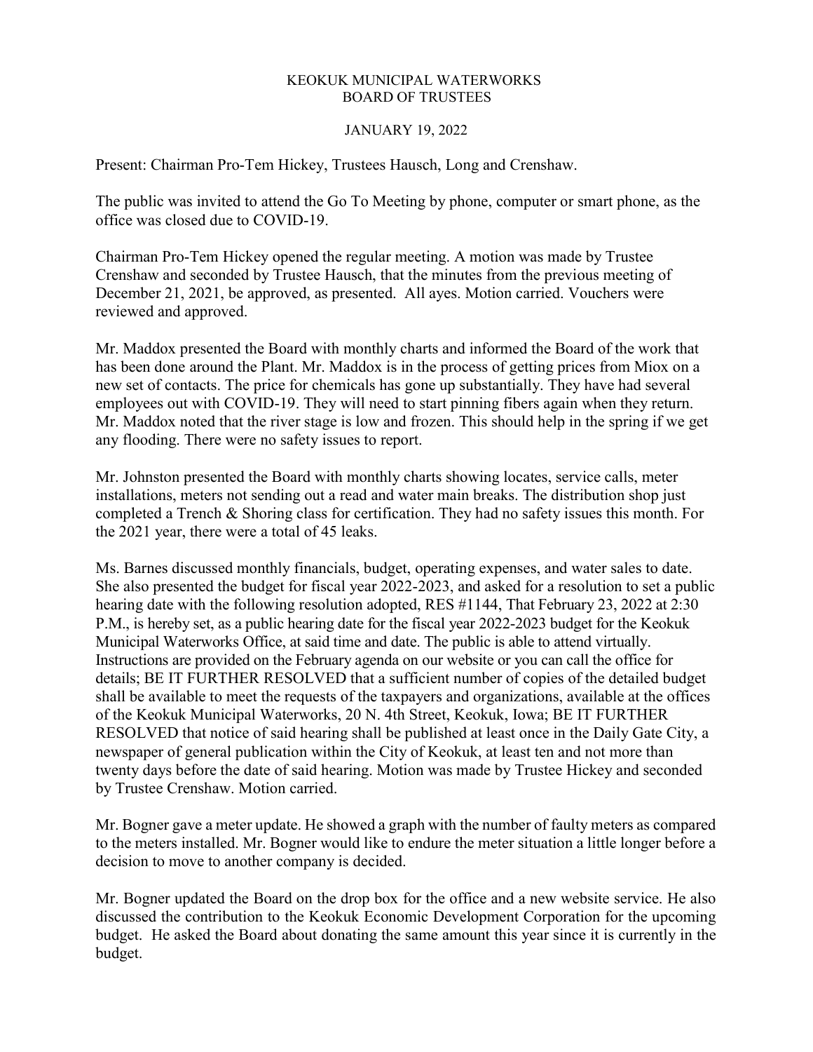# KEOKUK MUNICIPAL WATERWORKS
## BOARD OF TRUSTEES

JANUARY 19, 2022

Present: Chairman Pro-Tem Hickey, Trustees Hausch, Long and Crenshaw.

The public was invited to attend the Go To Meeting by phone, computer or smart phone, as the office was closed due to COVID-19.

Chairman Pro-Tem Hickey opened the regular meeting. A motion was made by Trustee Crenshaw and seconded by Trustee Hausch, that the minutes from the previous meeting of December 21, 2021, be approved, as presented. All ayes. Motion carried. Vouchers were reviewed and approved.

Mr. Maddox presented the Board with monthly charts and informed the Board of the work that has been done around the Plant. Mr. Maddox is in the process of getting prices from Miox on a new set of contacts. The price for chemicals has gone up substantially. They have had several employees out with COVID-19. They will need to start pinning fibers again when they return. Mr. Maddox noted that the river stage is low and frozen. This should help in the spring if we get any flooding. There were no safety issues to report.

Mr. Johnston presented the Board with monthly charts showing locates, service calls, meter installations, meters not sending out a read and water main breaks. The distribution shop just completed a Trench & Shoring class for certification. They had no safety issues this month. For the 2021 year, there were a total of 45 leaks.

Ms. Barnes discussed monthly financials, budget, operating expenses, and water sales to date. She also presented the budget for fiscal year 2022-2023, and asked for a resolution to set a public hearing date with the following resolution adopted, RES #1144, That February 23, 2022 at 2:30 P.M., is hereby set, as a public hearing date for the fiscal year 2022-2023 budget for the Keokuk Municipal Waterworks Office, at said time and date. The public is able to attend virtually. Instructions are provided on the February agenda on our website or you can call the office for details; BE IT FURTHER RESOLVED that a sufficient number of copies of the detailed budget shall be available to meet the requests of the taxpayers and organizations, available at the offices of the Keokuk Municipal Waterworks, 20 N. 4th Street, Keokuk, Iowa; BE IT FURTHER RESOLVED that notice of said hearing shall be published at least once in the Daily Gate City, a newspaper of general publication within the City of Keokuk, at least ten and not more than twenty days before the date of said hearing. Motion was made by Trustee Hickey and seconded by Trustee Crenshaw. Motion carried.

Mr. Bogner gave a meter update. He showed a graph with the number of faulty meters as compared to the meters installed. Mr. Bogner would like to endure the meter situation a little longer before a decision to move to another company is decided.

Mr. Bogner updated the Board on the drop box for the office and a new website service. He also discussed the contribution to the Keokuk Economic Development Corporation for the upcoming budget. He asked the Board about donating the same amount this year since it is currently in the budget.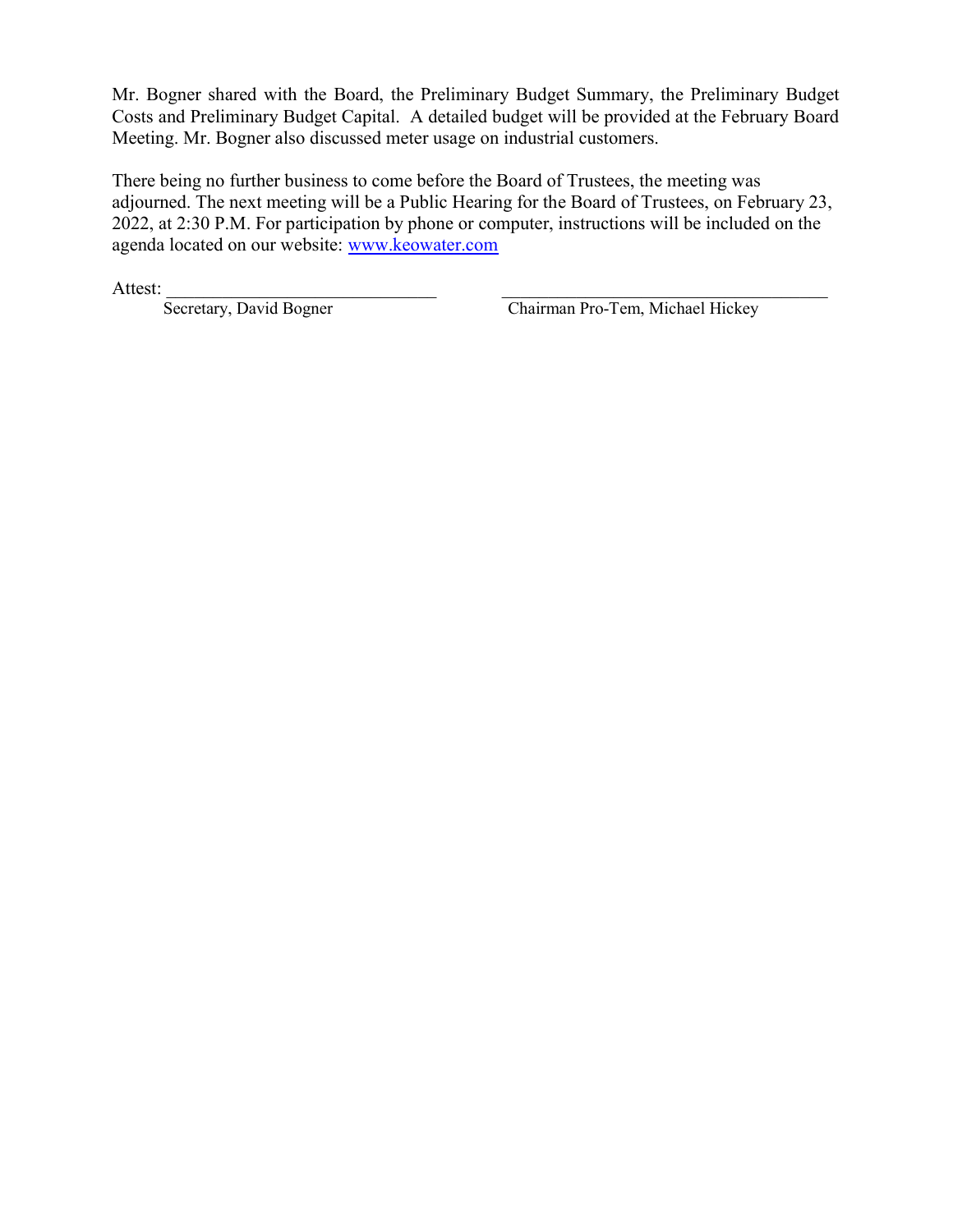Mr. Bogner shared with the Board, the Preliminary Budget Summary, the Preliminary Budget Costs and Preliminary Budget Capital. A detailed budget will be provided at the February Board Meeting. Mr. Bogner also discussed meter usage on industrial customers.

There being no further business to come before the Board of Trustees, the meeting was adjourned. The next meeting will be a Public Hearing for the Board of Trustees, on February 23, 2022, at 2:30 P.M. For participation by phone or computer, instructions will be included on the agenda located on our website: [www.keowater.com](http://www.keowater.com)

Attest: ______________________________ ____________________________________

Secretary, David Bogner Chairman Pro-Tem, Michael Hickey